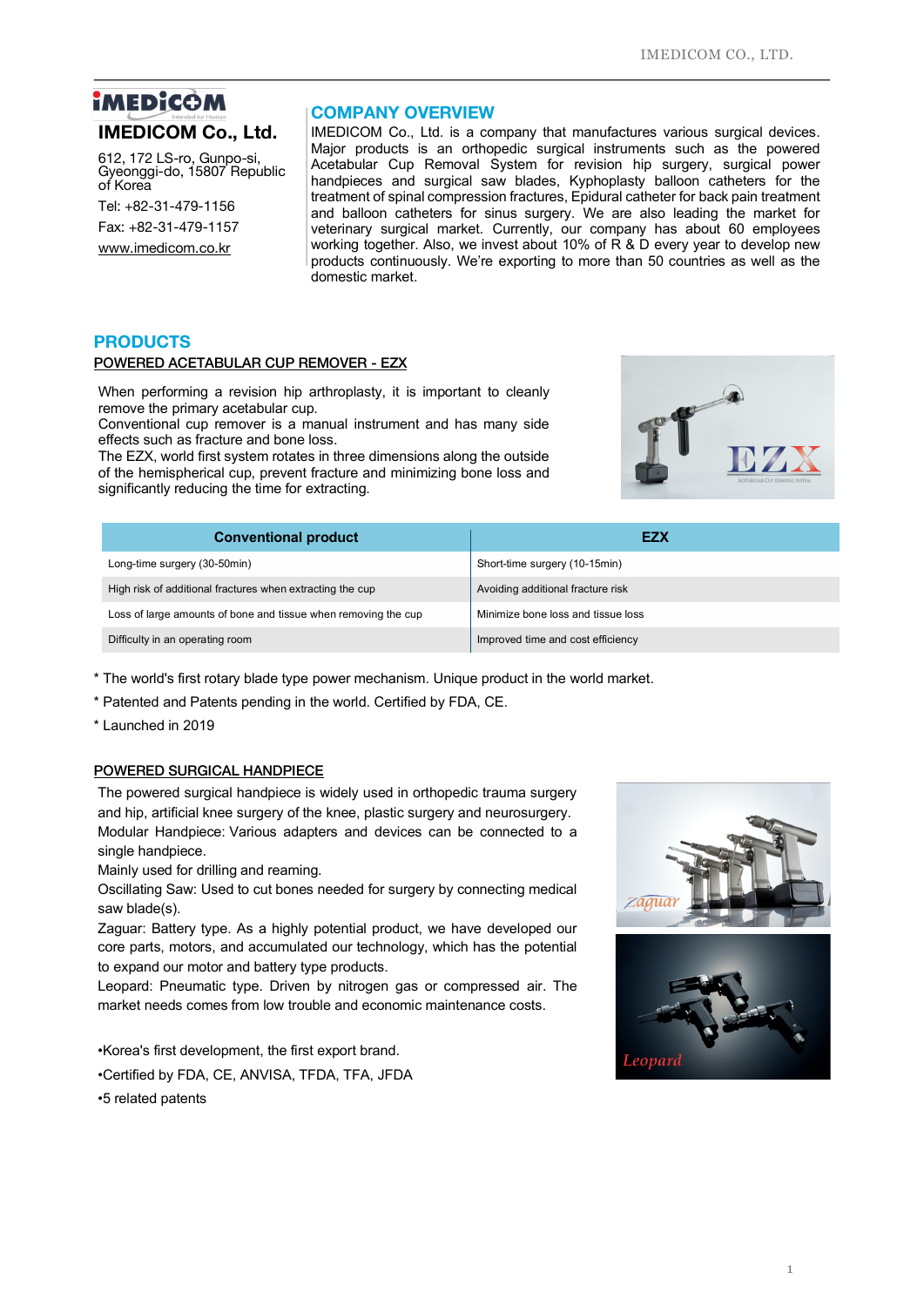# IMEDICOM Co., Ltd.

612, 172 LS-ro, Gunpo-si, Gyeonggi-do, 15807 Republic of Korea

Tel: +82-31-479-1156

Fax: +82-31-479-1157

www.imedicom.co.kr

## COMPANY OVERVIEW

IMEDICOM Co., Ltd. is a company that manufactures various surgical devices. Major products is an orthopedic surgical instruments such as the powered Acetabular Cup Removal System for revision hip surgery, surgical power handpieces and surgical saw blades, Kyphoplasty balloon catheters for the treatment of spinal compression fractures, Epidural catheter for back pain treatment and balloon catheters for sinus surgery. We are also leading the market for veterinary surgical market. Currently, our company has about 60 employees working together. Also, we invest about 10% of R & D every year to develop new products continuously. We're exporting to more than 50 countries as well as the domestic market.

## PRODUCTS

### POWERED ACETABULAR CUP REMOVER - EZX

When performing a revision hip arthroplasty, it is important to cleanly remove the primary acetabular cup.
Conventional cup remover is a manual instrument and has many side effects such as fracture and bone loss.
The EZX, world first system rotates in three dimensions along the outside of the hemispherical cup, prevent fracture and minimizing bone loss and significantly reducing the time for extracting.

| Conventional product | EZX |
|---|---|
| Long-time surgery (30-50min) | Short-time surgery (10-15min) |
| High risk of additional fractures when extracting the cup | Avoiding additional fracture risk |
| Loss of large amounts of bone and tissue when removing the cup | Minimize bone loss and tissue loss |
| Difficulty in an operating room | Improved time and cost efficiency |

* The world's first rotary blade type power mechanism. Unique product in the world market.
* Patented and Patents pending in the world. Certified by FDA, CE.
* Launched in 2019

### POWERED SURGICAL HANDPIECE

The powered surgical handpiece is widely used in orthopedic trauma surgery and hip, artificial knee surgery of the knee, plastic surgery and neurosurgery.
Modular Handpiece: Various adapters and devices can be connected to a single handpiece.
Mainly used for drilling and reaming.
Oscillating Saw: Used to cut bones needed for surgery by connecting medical saw blade(s).
Zaguar: Battery type. As a highly potential product, we have developed our core parts, motors, and accumulated our technology, which has the potential to expand our motor and battery type products.
Leopard: Pneumatic type. Driven by nitrogen gas or compressed air. The market needs comes from low trouble and economic maintenance costs.

- Korea's first development, the first export brand.
- Certified by FDA, CE, ANVISA, TFDA, TFA, JFDA
- 5 related patents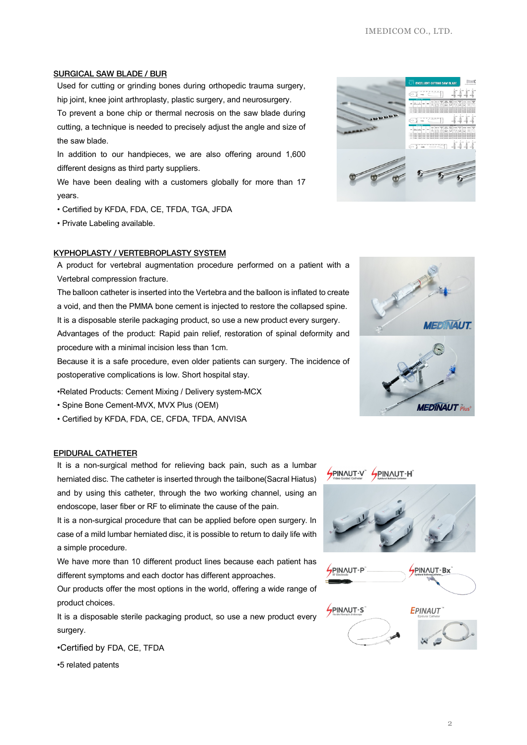## SURGICAL SAW BLADE / BUR

Used for cutting or grinding bones during orthopedic trauma surgery, hip joint, knee joint arthroplasty, plastic surgery, and neurosurgery.

To prevent a bone chip or thermal necrosis on the saw blade during cutting, a technique is needed to precisely adjust the angle and size of the saw blade.

In addition to our handpieces, we are also offering around 1,600 different designs as third party suppliers.

We have been dealing with a customers globally for more than 17 years.

- Certified by KFDA, FDA, CE, TFDA, TGA, JFDA
- Private Labeling available.

## KYPHOPLASTY / VERTEBROPLASTY SYSTEM

A product for vertebral augmentation procedure performed on a patient with a Vertebral compression fracture.

The balloon catheter is inserted into the Vertebra and the balloon is inflated to create a void, and then the PMMA bone cement is injected to restore the collapsed spine.

It is a disposable sterile packaging product, so use a new product every surgery.

Advantages of the product: Rapid pain relief, restoration of spinal deformity and procedure with a minimal incision less than 1cm.

Because it is a safe procedure, even older patients can surgery. The incidence of postoperative complications is low. Short hospital stay.

- Related Products: Cement Mixing / Delivery system-MCX
- Spine Bone Cement-MVX, MVX Plus (OEM)
- Certified by KFDA, FDA, CE, CFDA, TFDA, ANVISA

## EPIDURAL CATHETER

It is a non-surgical method for relieving back pain, such as a lumbar herniated disc. The catheter is inserted through the tailbone(Sacral Hiatus) and by using this catheter, through the two working channel, using an endoscope, laser fiber or RF to eliminate the cause of the pain.

It is a non-surgical procedure that can be applied before open surgery. In case of a mild lumbar herniated disc, it is possible to return to daily life with a simple procedure.

We have more than 10 different product lines because each patient has different symptoms and each doctor has different approaches.

Our products offer the most options in the world, offering a wide range of product choices.

It is a disposable sterile packaging product, so use a new product every surgery.

- Certified by FDA, CE, TFDA
- 5 related patents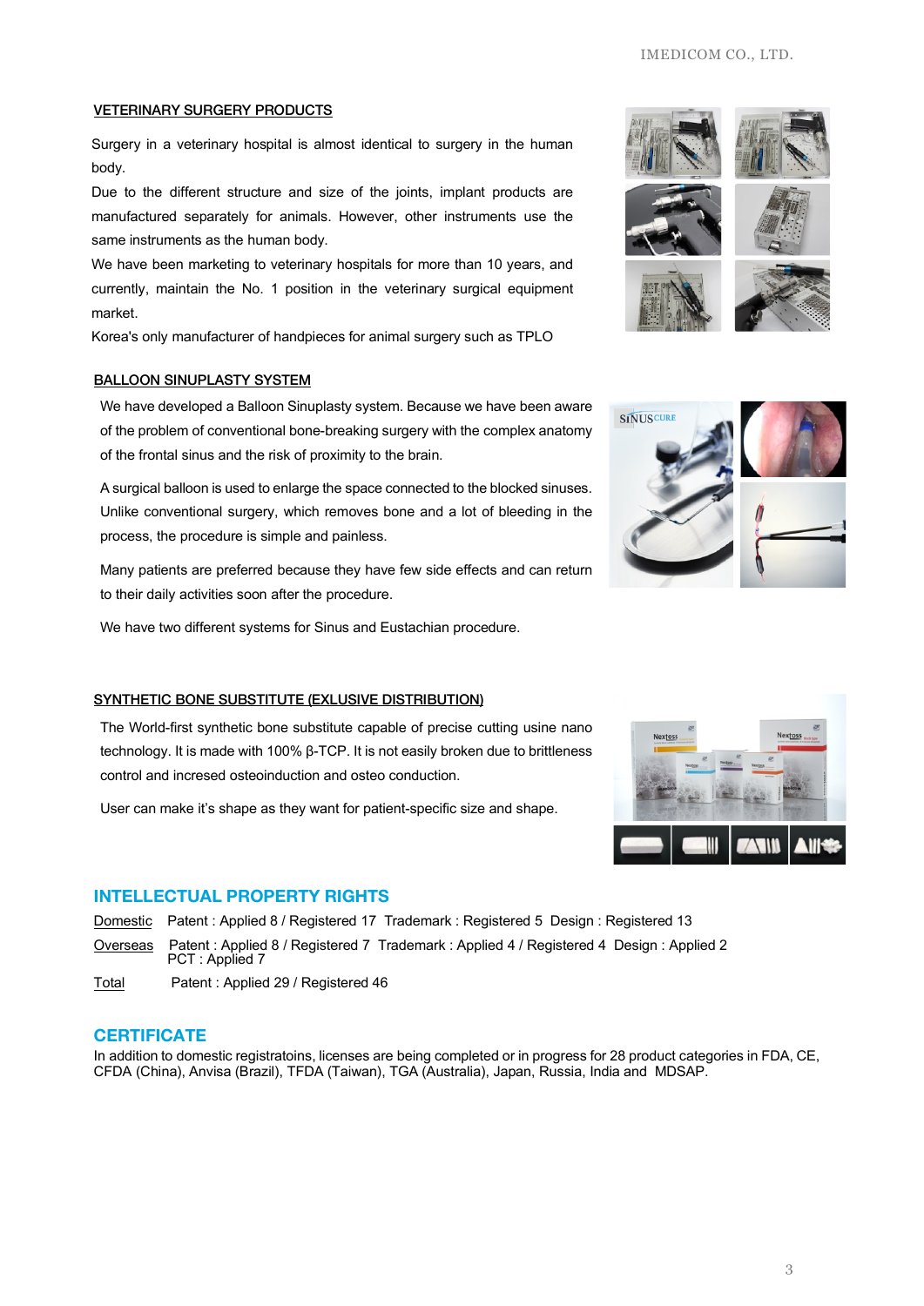## VETERINARY SURGERY PRODUCTS

Surgery in a veterinary hospital is almost identical to surgery in the human body.

Due to the different structure and size of the joints, implant products are manufactured separately for animals. However, other instruments use the same instruments as the human body.

We have been marketing to veterinary hospitals for more than 10 years, and currently, maintain the No. 1 position in the veterinary surgical equipment market.

Korea's only manufacturer of handpieces for animal surgery such as TPLO

## BALLOON SINUPLASTY SYSTEM

We have developed a Balloon Sinuplasty system. Because we have been aware of the problem of conventional bone-breaking surgery with the complex anatomy of the frontal sinus and the risk of proximity to the brain.

A surgical balloon is used to enlarge the space connected to the blocked sinuses. Unlike conventional surgery, which removes bone and a lot of bleeding in the process, the procedure is simple and painless.

Many patients are preferred because they have few side effects and can return to their daily activities soon after the procedure.

We have two different systems for Sinus and Eustachian procedure.

## SYNTHETIC BONE SUBSTITUTE (EXLUSIVE DISTRIBUTION)

The World-first synthetic bone substitute capable of precise cutting usine nano technology. It is made with 100% β-TCP. It is not easily broken due to brittleness control and incresed osteoinduction and osteo conduction.

User can make it's shape as they want for patient-specific size and shape.

## INTELLECTUAL PROPERTY RIGHTS

Domestic  Patent : Applied 8 / Registered 17  Trademark : Registered 5  Design : Registered 13

Overseas  Patent : Applied 8 / Registered 7  Trademark : Applied 4 / Registered 4  Design : Applied 2
PCT : Applied 7

Total  Patent : Applied 29 / Registered 46

## CERTIFICATE

In addition to domestic registratoins, licenses are being completed or in progress for 28 product categories in FDA, CE, CFDA (China), Anvisa (Brazil), TFDA (Taiwan), TGA (Australia), Japan, Russia, India and MDSAP.